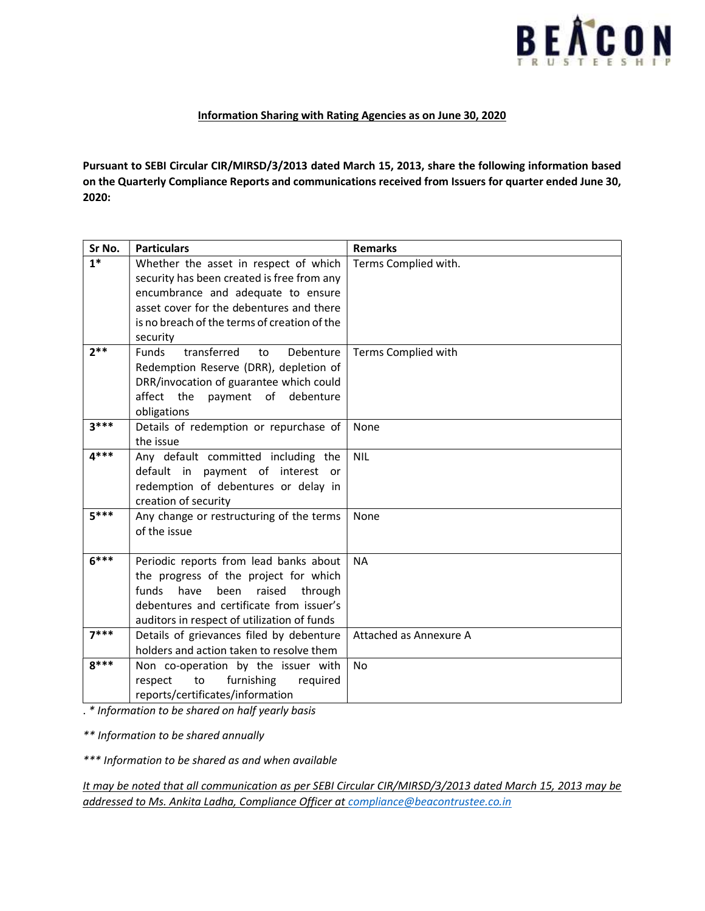**Information Sharing with Rating Agencies as on June 30, 2020**

**Pursuant to SEBI Circular CIR/MIRSD/3/2013 dated March 15, 2013, share the following information based on the Quarterly Compliance Reports and communications received from Issuers for quarter ended June 30, 2020:**

| Sr No. | Particulars | Remarks |
|---|---|---|
| 1* | Whether the asset in respect of which security has been created is free from any encumbrance and adequate to ensure asset cover for the debentures and there is no breach of the terms of creation of the security | Terms Complied with. |
| 2** | Funds transferred to Debenture Redemption Reserve (DRR), depletion of DRR/invocation of guarantee which could affect the payment of debenture obligations | Terms Complied with |
| 3*** | Details of redemption or repurchase of the issue | None |
| 4*** | Any default committed including the default in payment of interest or redemption of debentures or delay in creation of security | NIL |
| 5*** | Any change or restructuring of the terms of the issue | None |
| 6*** | Periodic reports from lead banks about the progress of the project for which funds have been raised through debentures and certificate from issuer's auditors in respect of utilization of funds | NA |
| 7*** | Details of grievances filed by debenture holders and action taken to resolve them | Attached as Annexure A |
| 8*** | Non co-operation by the issuer with respect to furnishing required reports/certificates/information | No |

. *\* Information to be shared on half yearly basis*

*\*\* Information to be shared annually*

*\*\*\* Information to be shared as and when available*

*It may be noted that all communication as per SEBI Circular CIR/MIRSD/3/2013 dated March 15, 2013 may be addressed to Ms. Ankita Ladha, Compliance Officer at compliance@beacontrustee.co.in*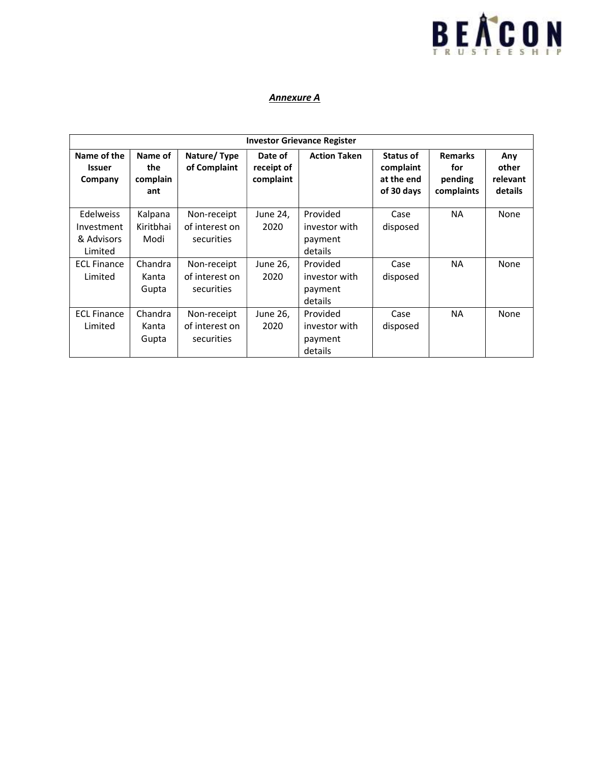***Annexure A***

| Investor Grievance Register | | | | | | | |
|---|---|---|---|---|---|---|---|
| **Name of the Issuer Company** | **Name of the complainant** | **Nature/ Type of Complaint** | **Date of receipt of complaint** | **Action Taken** | **Status of complaint at the end of 30 days** | **Remarks for pending complaints** | **Any other relevant details** |
| Edelweiss Investment & Advisors Limited | Kalpana Kiritbhai Modi | Non-receipt of interest on securities | June 24, 2020 | Provided investor with payment details | Case disposed | NA | None |
| ECL Finance Limited | Chandra Kanta Gupta | Non-receipt of interest on securities | June 26, 2020 | Provided investor with payment details | Case disposed | NA | None |
| ECL Finance Limited | Chandra Kanta Gupta | Non-receipt of interest on securities | June 26, 2020 | Provided investor with payment details | Case disposed | NA | None |